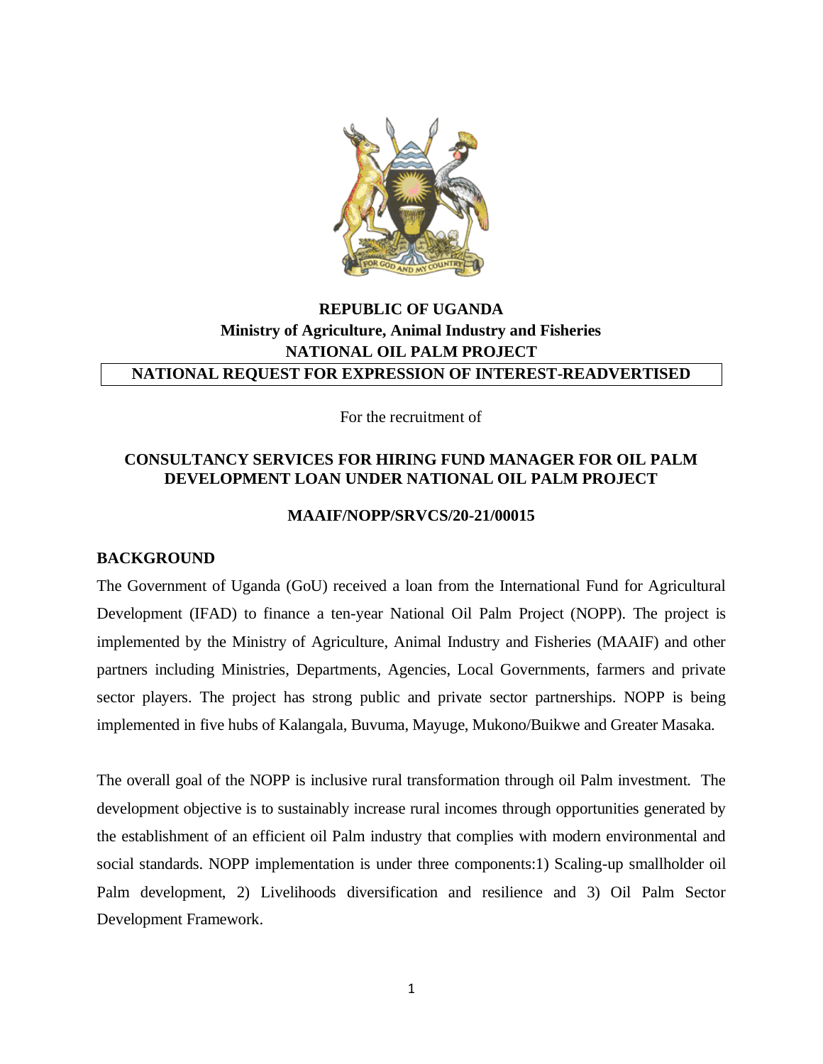**REPUBLIC OF UGANDA**
**Ministry of Agriculture, Animal Industry and Fisheries**
**NATIONAL OIL PALM PROJECT**

**NATIONAL REQUEST FOR EXPRESSION OF INTEREST-READVERTISED**

For the recruitment of

**CONSULTANCY SERVICES FOR HIRING FUND MANAGER FOR OIL PALM DEVELOPMENT LOAN UNDER NATIONAL OIL PALM PROJECT**

**MAAIF/NOPP/SRVCS/20-21/00015**

## BACKGROUND

The Government of Uganda (GoU) received a loan from the International Fund for Agricultural Development (IFAD) to finance a ten-year National Oil Palm Project (NOPP). The project is implemented by the Ministry of Agriculture, Animal Industry and Fisheries (MAAIF) and other partners including Ministries, Departments, Agencies, Local Governments, farmers and private sector players. The project has strong public and private sector partnerships. NOPP is being implemented in five hubs of Kalangala, Buvuma, Mayuge, Mukono/Buikwe and Greater Masaka.

The overall goal of the NOPP is inclusive rural transformation through oil Palm investment. The development objective is to sustainably increase rural incomes through opportunities generated by the establishment of an efficient oil Palm industry that complies with modern environmental and social standards. NOPP implementation is under three components:1) Scaling-up smallholder oil Palm development, 2) Livelihoods diversification and resilience and 3) Oil Palm Sector Development Framework.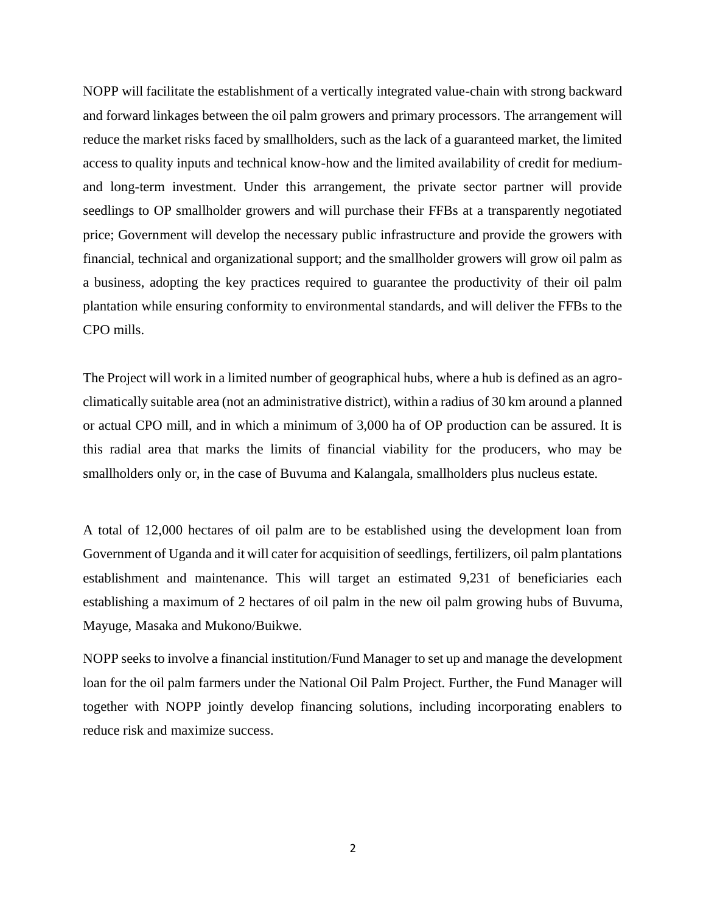NOPP will facilitate the establishment of a vertically integrated value-chain with strong backward and forward linkages between the oil palm growers and primary processors. The arrangement will reduce the market risks faced by smallholders, such as the lack of a guaranteed market, the limited access to quality inputs and technical know-how and the limited availability of credit for medium- and long-term investment. Under this arrangement, the private sector partner will provide seedlings to OP smallholder growers and will purchase their FFBs at a transparently negotiated price; Government will develop the necessary public infrastructure and provide the growers with financial, technical and organizational support; and the smallholder growers will grow oil palm as a business, adopting the key practices required to guarantee the productivity of their oil palm plantation while ensuring conformity to environmental standards, and will deliver the FFBs to the CPO mills.

The Project will work in a limited number of geographical hubs, where a hub is defined as an agro-climatically suitable area (not an administrative district), within a radius of 30 km around a planned or actual CPO mill, and in which a minimum of 3,000 ha of OP production can be assured. It is this radial area that marks the limits of financial viability for the producers, who may be smallholders only or, in the case of Buvuma and Kalangala, smallholders plus nucleus estate.

A total of 12,000 hectares of oil palm are to be established using the development loan from Government of Uganda and it will cater for acquisition of seedlings, fertilizers, oil palm plantations establishment and maintenance. This will target an estimated 9,231 of beneficiaries each establishing a maximum of 2 hectares of oil palm in the new oil palm growing hubs of Buvuma, Mayuge, Masaka and Mukono/Buikwe.

NOPP seeks to involve a financial institution/Fund Manager to set up and manage the development loan for the oil palm farmers under the National Oil Palm Project. Further, the Fund Manager will together with NOPP jointly develop financing solutions, including incorporating enablers to reduce risk and maximize success.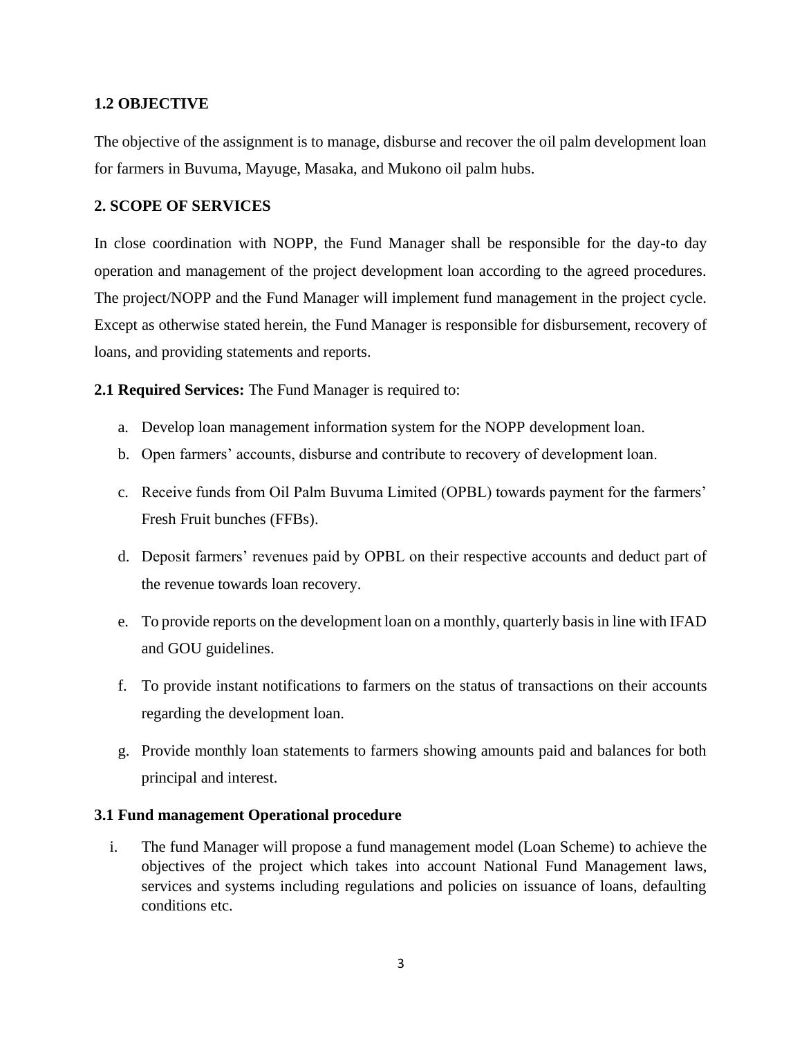### 1.2 OBJECTIVE

The objective of the assignment is to manage, disburse and recover the oil palm development loan for farmers in Buvuma, Mayuge, Masaka, and Mukono oil palm hubs.

## 2. SCOPE OF SERVICES

In close coordination with NOPP, the Fund Manager shall be responsible for the day-to day operation and management of the project development loan according to the agreed procedures. The project/NOPP and the Fund Manager will implement fund management in the project cycle. Except as otherwise stated herein, the Fund Manager is responsible for disbursement, recovery of loans, and providing statements and reports.

**2.1 Required Services:** The Fund Manager is required to:

a. Develop loan management information system for the NOPP development loan.
b. Open farmers' accounts, disburse and contribute to recovery of development loan.
c. Receive funds from Oil Palm Buvuma Limited (OPBL) towards payment for the farmers' Fresh Fruit bunches (FFBs).
d. Deposit farmers' revenues paid by OPBL on their respective accounts and deduct part of the revenue towards loan recovery.
e. To provide reports on the development loan on a monthly, quarterly basis in line with IFAD and GOU guidelines.
f. To provide instant notifications to farmers on the status of transactions on their accounts regarding the development loan.
g. Provide monthly loan statements to farmers showing amounts paid and balances for both principal and interest.

### 3.1 Fund management Operational procedure

i. The fund Manager will propose a fund management model (Loan Scheme) to achieve the objectives of the project which takes into account National Fund Management laws, services and systems including regulations and policies on issuance of loans, defaulting conditions etc.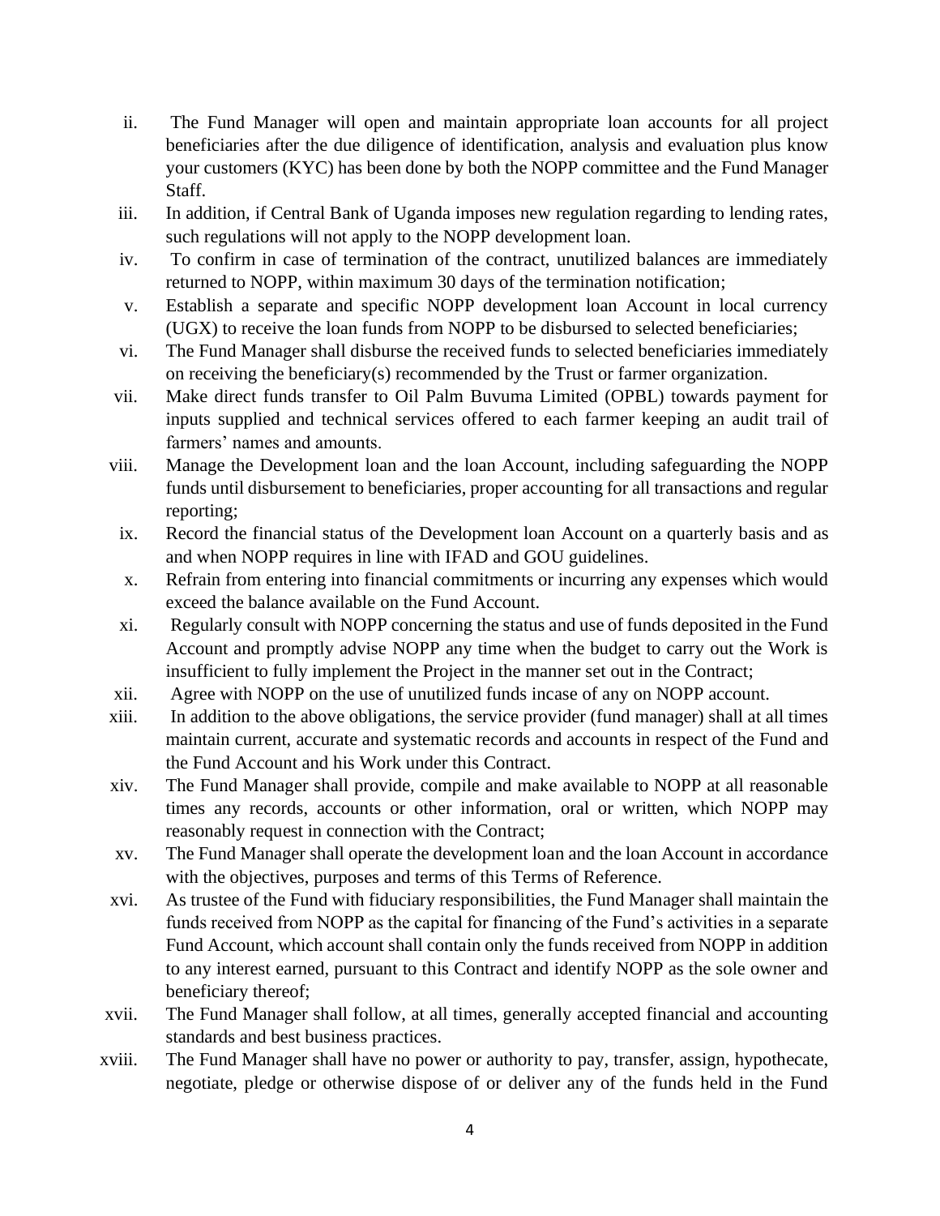ii. The Fund Manager will open and maintain appropriate loan accounts for all project beneficiaries after the due diligence of identification, analysis and evaluation plus know your customers (KYC) has been done by both the NOPP committee and the Fund Manager Staff.

iii. In addition, if Central Bank of Uganda imposes new regulation regarding to lending rates, such regulations will not apply to the NOPP development loan.

iv. To confirm in case of termination of the contract, unutilized balances are immediately returned to NOPP, within maximum 30 days of the termination notification;

v. Establish a separate and specific NOPP development loan Account in local currency (UGX) to receive the loan funds from NOPP to be disbursed to selected beneficiaries;

vi. The Fund Manager shall disburse the received funds to selected beneficiaries immediately on receiving the beneficiary(s) recommended by the Trust or farmer organization.

vii. Make direct funds transfer to Oil Palm Buvuma Limited (OPBL) towards payment for inputs supplied and technical services offered to each farmer keeping an audit trail of farmers' names and amounts.

viii. Manage the Development loan and the loan Account, including safeguarding the NOPP funds until disbursement to beneficiaries, proper accounting for all transactions and regular reporting;

ix. Record the financial status of the Development loan Account on a quarterly basis and as and when NOPP requires in line with IFAD and GOU guidelines.

x. Refrain from entering into financial commitments or incurring any expenses which would exceed the balance available on the Fund Account.

xi. Regularly consult with NOPP concerning the status and use of funds deposited in the Fund Account and promptly advise NOPP any time when the budget to carry out the Work is insufficient to fully implement the Project in the manner set out in the Contract;

xii. Agree with NOPP on the use of unutilized funds incase of any on NOPP account.

xiii. In addition to the above obligations, the service provider (fund manager) shall at all times maintain current, accurate and systematic records and accounts in respect of the Fund and the Fund Account and his Work under this Contract.

xiv. The Fund Manager shall provide, compile and make available to NOPP at all reasonable times any records, accounts or other information, oral or written, which NOPP may reasonably request in connection with the Contract;

xv. The Fund Manager shall operate the development loan and the loan Account in accordance with the objectives, purposes and terms of this Terms of Reference.

xvi. As trustee of the Fund with fiduciary responsibilities, the Fund Manager shall maintain the funds received from NOPP as the capital for financing of the Fund's activities in a separate Fund Account, which account shall contain only the funds received from NOPP in addition to any interest earned, pursuant to this Contract and identify NOPP as the sole owner and beneficiary thereof;

xvii. The Fund Manager shall follow, at all times, generally accepted financial and accounting standards and best business practices.

xviii. The Fund Manager shall have no power or authority to pay, transfer, assign, hypothecate, negotiate, pledge or otherwise dispose of or deliver any of the funds held in the Fund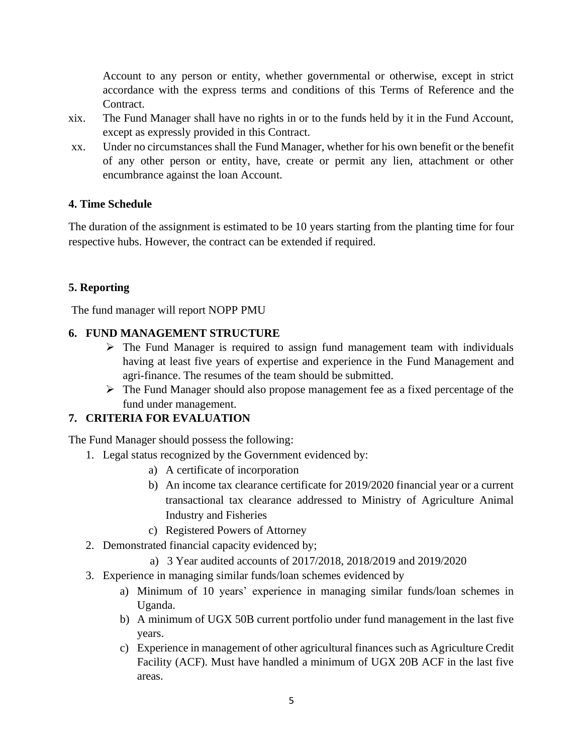Account to any person or entity, whether governmental or otherwise, except in strict accordance with the express terms and conditions of this Terms of Reference and the Contract.

xix. The Fund Manager shall have no rights in or to the funds held by it in the Fund Account, except as expressly provided in this Contract.

xx. Under no circumstances shall the Fund Manager, whether for his own benefit or the benefit of any other person or entity, have, create or permit any lien, attachment or other encumbrance against the loan Account.

## 4. Time Schedule

The duration of the assignment is estimated to be 10 years starting from the planting time for four respective hubs. However, the contract can be extended if required.

## 5. Reporting

The fund manager will report NOPP PMU

## 6. FUND MANAGEMENT STRUCTURE

- The Fund Manager is required to assign fund management team with individuals having at least five years of expertise and experience in the Fund Management and agri-finance. The resumes of the team should be submitted.
- The Fund Manager should also propose management fee as a fixed percentage of the fund under management.

## 7. CRITERIA FOR EVALUATION

The Fund Manager should possess the following:

1. Legal status recognized by the Government evidenced by:
   a) A certificate of incorporation
   b) An income tax clearance certificate for 2019/2020 financial year or a current transactional tax clearance addressed to Ministry of Agriculture Animal Industry and Fisheries
   c) Registered Powers of Attorney
2. Demonstrated financial capacity evidenced by;
   a) 3 Year audited accounts of 2017/2018, 2018/2019 and 2019/2020
3. Experience in managing similar funds/loan schemes evidenced by
   a) Minimum of 10 years' experience in managing similar funds/loan schemes in Uganda.
   b) A minimum of UGX 50B current portfolio under fund management in the last five years.
   c) Experience in management of other agricultural finances such as Agriculture Credit Facility (ACF). Must have handled a minimum of UGX 20B ACF in the last five areas.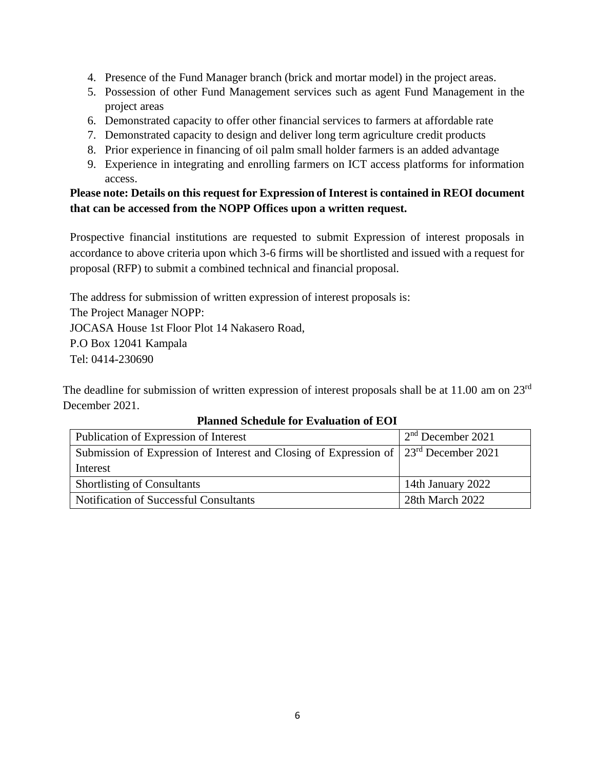4. Presence of the Fund Manager branch (brick and mortar model) in the project areas.
5. Possession of other Fund Management services such as agent Fund Management in the project areas
6. Demonstrated capacity to offer other financial services to farmers at affordable rate
7. Demonstrated capacity to design and deliver long term agriculture credit products
8. Prior experience in financing of oil palm small holder farmers is an added advantage
9. Experience in integrating and enrolling farmers on ICT access platforms for information access.

**Please note: Details on this request for Expression of Interest is contained in REOI document that can be accessed from the NOPP Offices upon a written request.**

Prospective financial institutions are requested to submit Expression of interest proposals in accordance to above criteria upon which 3-6 firms will be shortlisted and issued with a request for proposal (RFP) to submit a combined technical and financial proposal.

The address for submission of written expression of interest proposals is:
The Project Manager NOPP:
JOCASA House 1st Floor Plot 14 Nakasero Road,
P.O Box 12041 Kampala
Tel: 0414-230690

The deadline for submission of written expression of interest proposals shall be at 11.00 am on 23rd December 2021.

**Planned Schedule for Evaluation of EOI**

| | |
|---|---|
| Publication of Expression of Interest | 2nd December 2021 |
| Submission of Expression of Interest and Closing of Expression of Interest | 23rd December 2021 |
| Shortlisting of Consultants | 14th January 2022 |
| Notification of Successful Consultants | 28th March 2022 |